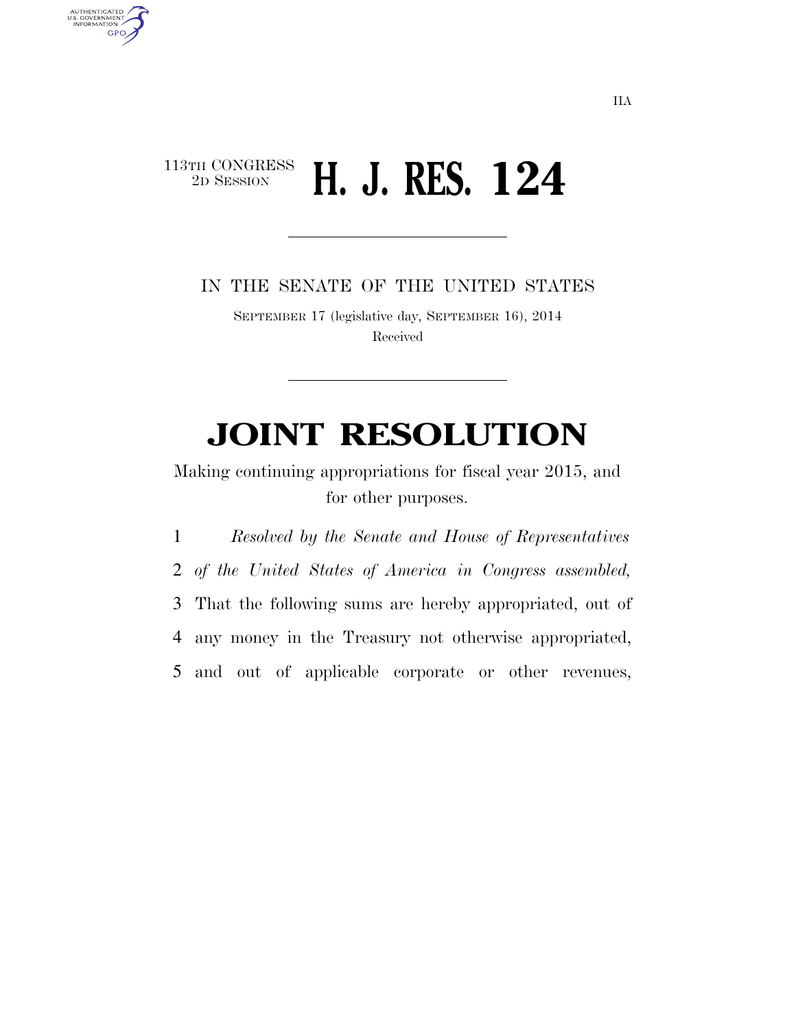IIA

113TH CONGRESS
2D SESSION

# H. J. RES. 124

IN THE SENATE OF THE UNITED STATES

SEPTEMBER 17 (legislative day, SEPTEMBER 16), 2014

Received

# JOINT RESOLUTION

Making continuing appropriations for fiscal year 2015, and for other purposes.

1 *Resolved by the Senate and House of Representatives*
2 *of the United States of America in Congress assembled,*
3 That the following sums are hereby appropriated, out of
4 any money in the Treasury not otherwise appropriated,
5 and out of applicable corporate or other revenues,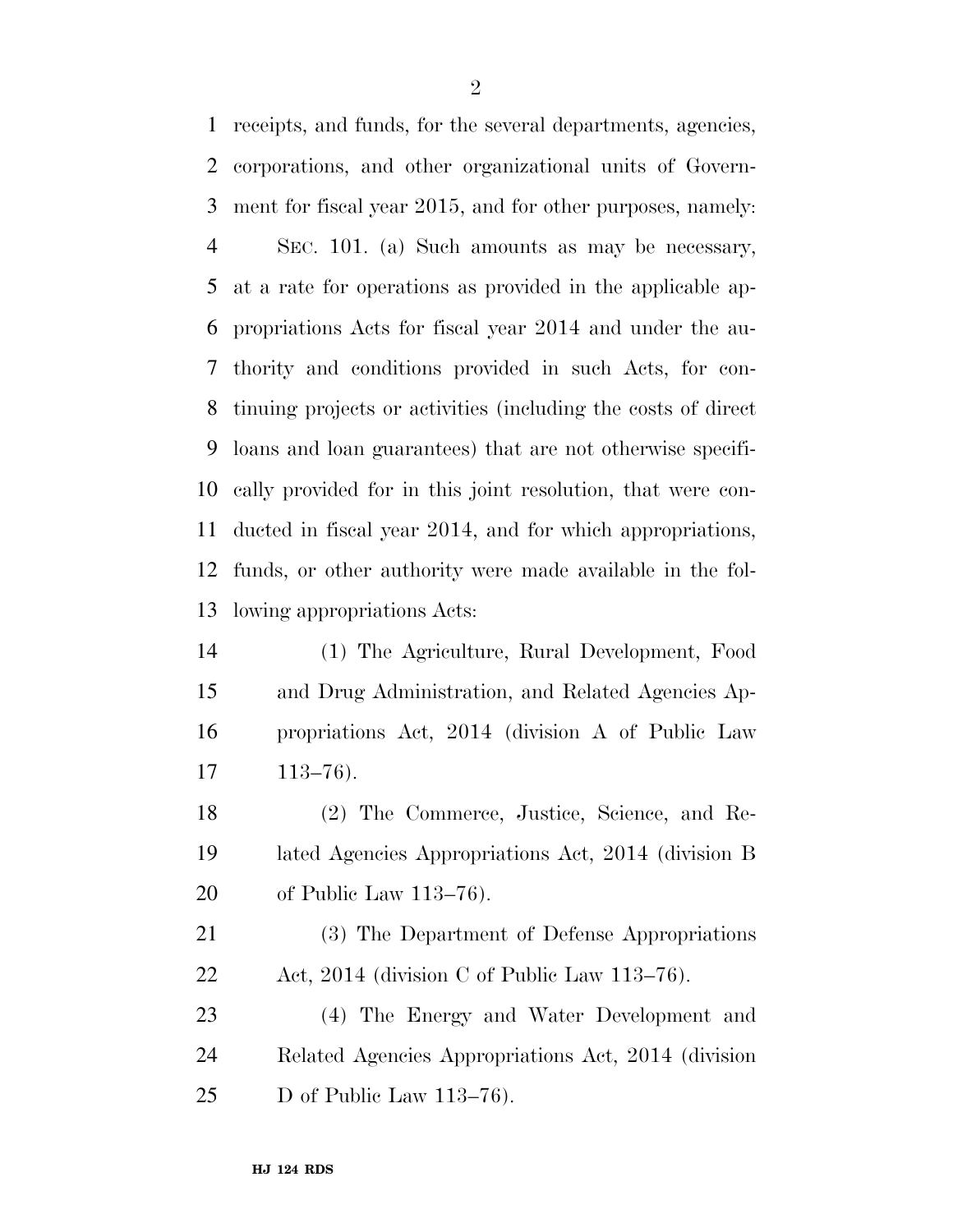receipts, and funds, for the several departments, agencies, corporations, and other organizational units of Government for fiscal year 2015, and for other purposes, namely:

SEC. 101. (a) Such amounts as may be necessary, at a rate for operations as provided in the applicable appropriations Acts for fiscal year 2014 and under the authority and conditions provided in such Acts, for continuing projects or activities (including the costs of direct loans and loan guarantees) that are not otherwise specifically provided for in this joint resolution, that were conducted in fiscal year 2014, and for which appropriations, funds, or other authority were made available in the following appropriations Acts:

(1) The Agriculture, Rural Development, Food and Drug Administration, and Related Agencies Appropriations Act, 2014 (division A of Public Law 113–76).

(2) The Commerce, Justice, Science, and Related Agencies Appropriations Act, 2014 (division B of Public Law 113–76).

(3) The Department of Defense Appropriations Act, 2014 (division C of Public Law 113–76).

(4) The Energy and Water Development and Related Agencies Appropriations Act, 2014 (division D of Public Law 113–76).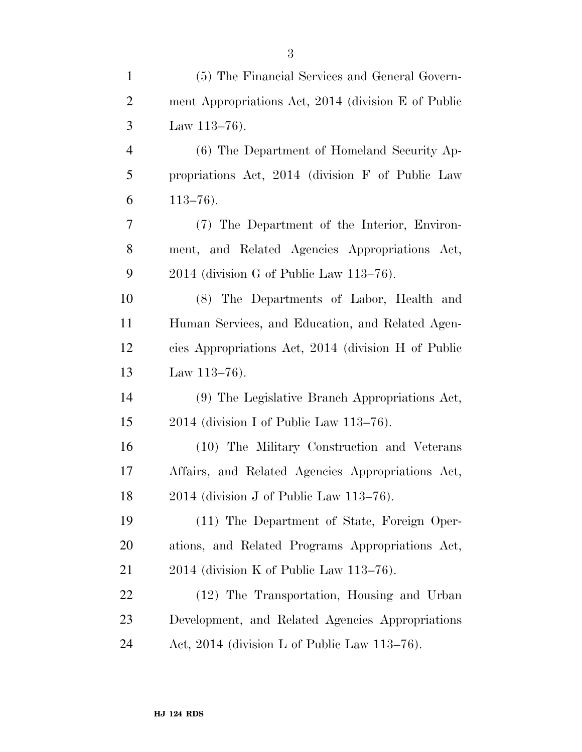(5) The Financial Services and General Government Appropriations Act, 2014 (division E of Public Law 113–76).

(6) The Department of Homeland Security Appropriations Act, 2014 (division F of Public Law 113–76).

(7) The Department of the Interior, Environment, and Related Agencies Appropriations Act, 2014 (division G of Public Law 113–76).

(8) The Departments of Labor, Health and Human Services, and Education, and Related Agencies Appropriations Act, 2014 (division H of Public Law 113–76).

(9) The Legislative Branch Appropriations Act, 2014 (division I of Public Law 113–76).

(10) The Military Construction and Veterans Affairs, and Related Agencies Appropriations Act, 2014 (division J of Public Law 113–76).

(11) The Department of State, Foreign Operations, and Related Programs Appropriations Act, 2014 (division K of Public Law 113–76).

(12) The Transportation, Housing and Urban Development, and Related Agencies Appropriations Act, 2014 (division L of Public Law 113–76).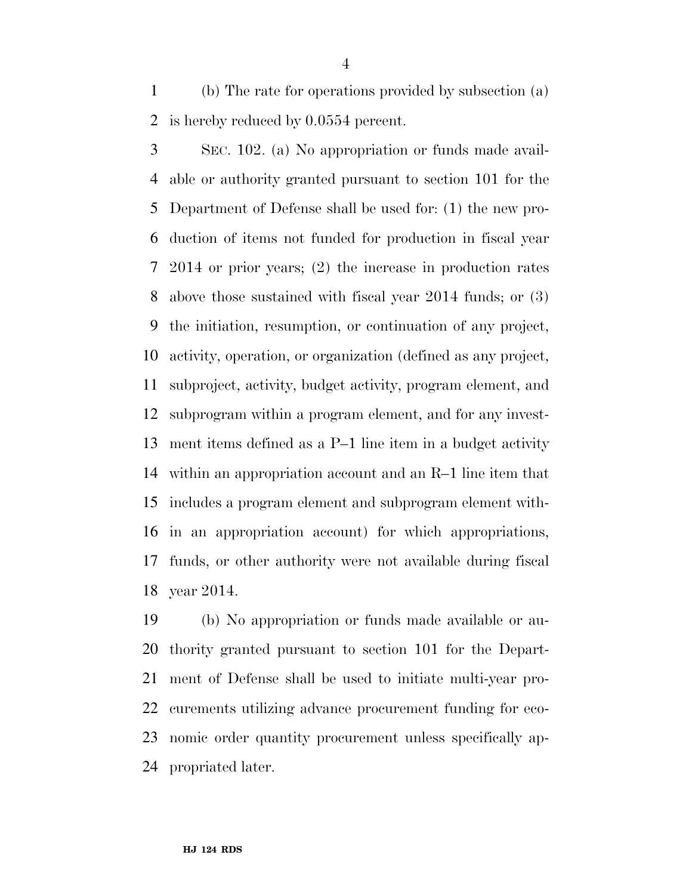(b) The rate for operations provided by subsection (a) is hereby reduced by 0.0554 percent.

SEC. 102. (a) No appropriation or funds made available or authority granted pursuant to section 101 for the Department of Defense shall be used for: (1) the new production of items not funded for production in fiscal year 2014 or prior years; (2) the increase in production rates above those sustained with fiscal year 2014 funds; or (3) the initiation, resumption, or continuation of any project, activity, operation, or organization (defined as any project, subproject, activity, budget activity, program element, and subprogram within a program element, and for any investment items defined as a P–1 line item in a budget activity within an appropriation account and an R–1 line item that includes a program element and subprogram element within an appropriation account) for which appropriations, funds, or other authority were not available during fiscal year 2014.

(b) No appropriation or funds made available or authority granted pursuant to section 101 for the Department of Defense shall be used to initiate multi-year procurements utilizing advance procurement funding for economic order quantity procurement unless specifically appropriated later.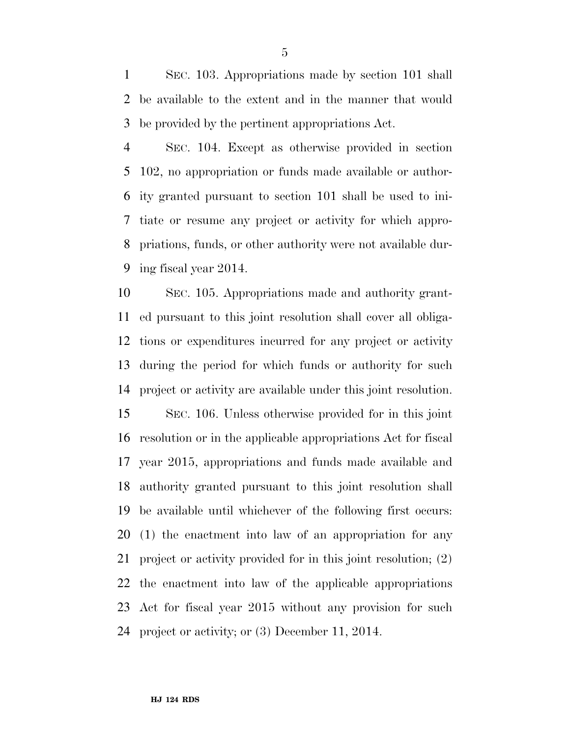SEC. 103. Appropriations made by section 101 shall be available to the extent and in the manner that would be provided by the pertinent appropriations Act.

SEC. 104. Except as otherwise provided in section 102, no appropriation or funds made available or authority granted pursuant to section 101 shall be used to initiate or resume any project or activity for which appropriations, funds, or other authority were not available during fiscal year 2014.

SEC. 105. Appropriations made and authority granted pursuant to this joint resolution shall cover all obligations or expenditures incurred for any project or activity during the period for which funds or authority for such project or activity are available under this joint resolution.

SEC. 106. Unless otherwise provided for in this joint resolution or in the applicable appropriations Act for fiscal year 2015, appropriations and funds made available and authority granted pursuant to this joint resolution shall be available until whichever of the following first occurs: (1) the enactment into law of an appropriation for any project or activity provided for in this joint resolution; (2) the enactment into law of the applicable appropriations Act for fiscal year 2015 without any provision for such project or activity; or (3) December 11, 2014.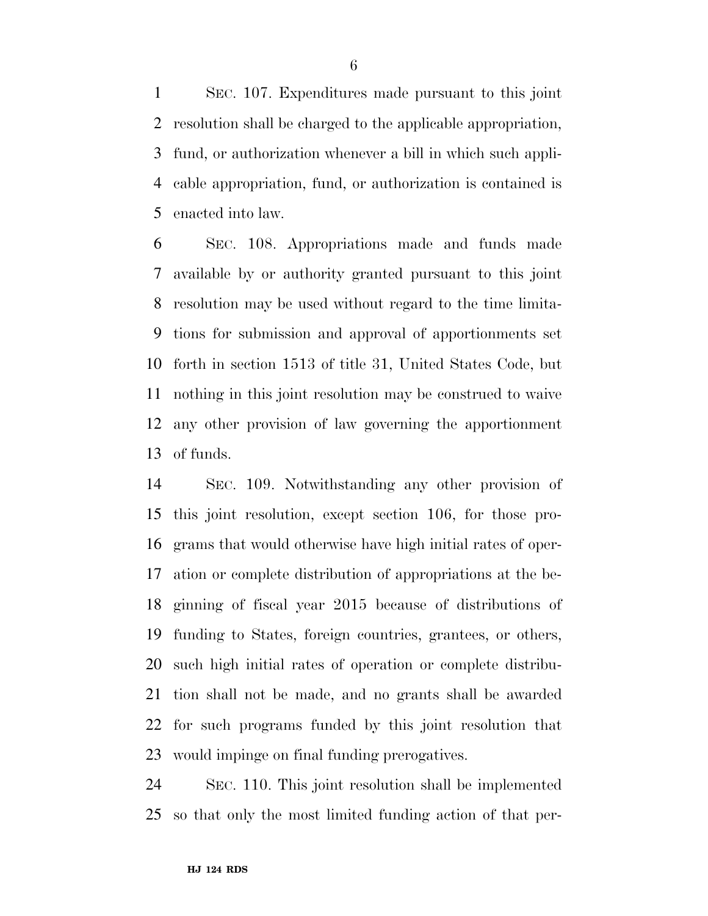SEC. 107. Expenditures made pursuant to this joint resolution shall be charged to the applicable appropriation, fund, or authorization whenever a bill in which such applicable appropriation, fund, or authorization is contained is enacted into law.

SEC. 108. Appropriations made and funds made available by or authority granted pursuant to this joint resolution may be used without regard to the time limitations for submission and approval of apportionments set forth in section 1513 of title 31, United States Code, but nothing in this joint resolution may be construed to waive any other provision of law governing the apportionment of funds.

SEC. 109. Notwithstanding any other provision of this joint resolution, except section 106, for those programs that would otherwise have high initial rates of operation or complete distribution of appropriations at the beginning of fiscal year 2015 because of distributions of funding to States, foreign countries, grantees, or others, such high initial rates of operation or complete distribution shall not be made, and no grants shall be awarded for such programs funded by this joint resolution that would impinge on final funding prerogatives.

SEC. 110. This joint resolution shall be implemented so that only the most limited funding action of that per-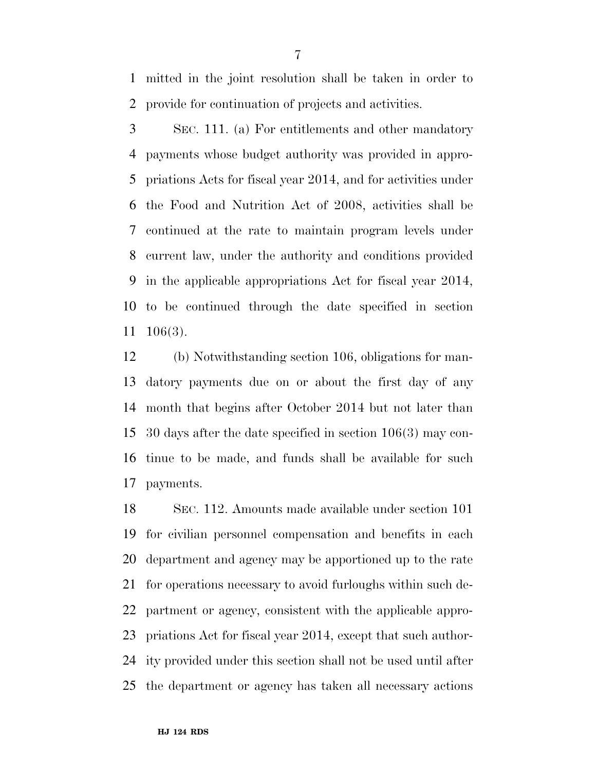mitted in the joint resolution shall be taken in order to provide for continuation of projects and activities.

SEC. 111. (a) For entitlements and other mandatory payments whose budget authority was provided in appropriations Acts for fiscal year 2014, and for activities under the Food and Nutrition Act of 2008, activities shall be continued at the rate to maintain program levels under current law, under the authority and conditions provided in the applicable appropriations Act for fiscal year 2014, to be continued through the date specified in section 106(3).

(b) Notwithstanding section 106, obligations for mandatory payments due on or about the first day of any month that begins after October 2014 but not later than 30 days after the date specified in section 106(3) may continue to be made, and funds shall be available for such payments.

SEC. 112. Amounts made available under section 101 for civilian personnel compensation and benefits in each department and agency may be apportioned up to the rate for operations necessary to avoid furloughs within such department or agency, consistent with the applicable appropriations Act for fiscal year 2014, except that such authority provided under this section shall not be used until after the department or agency has taken all necessary actions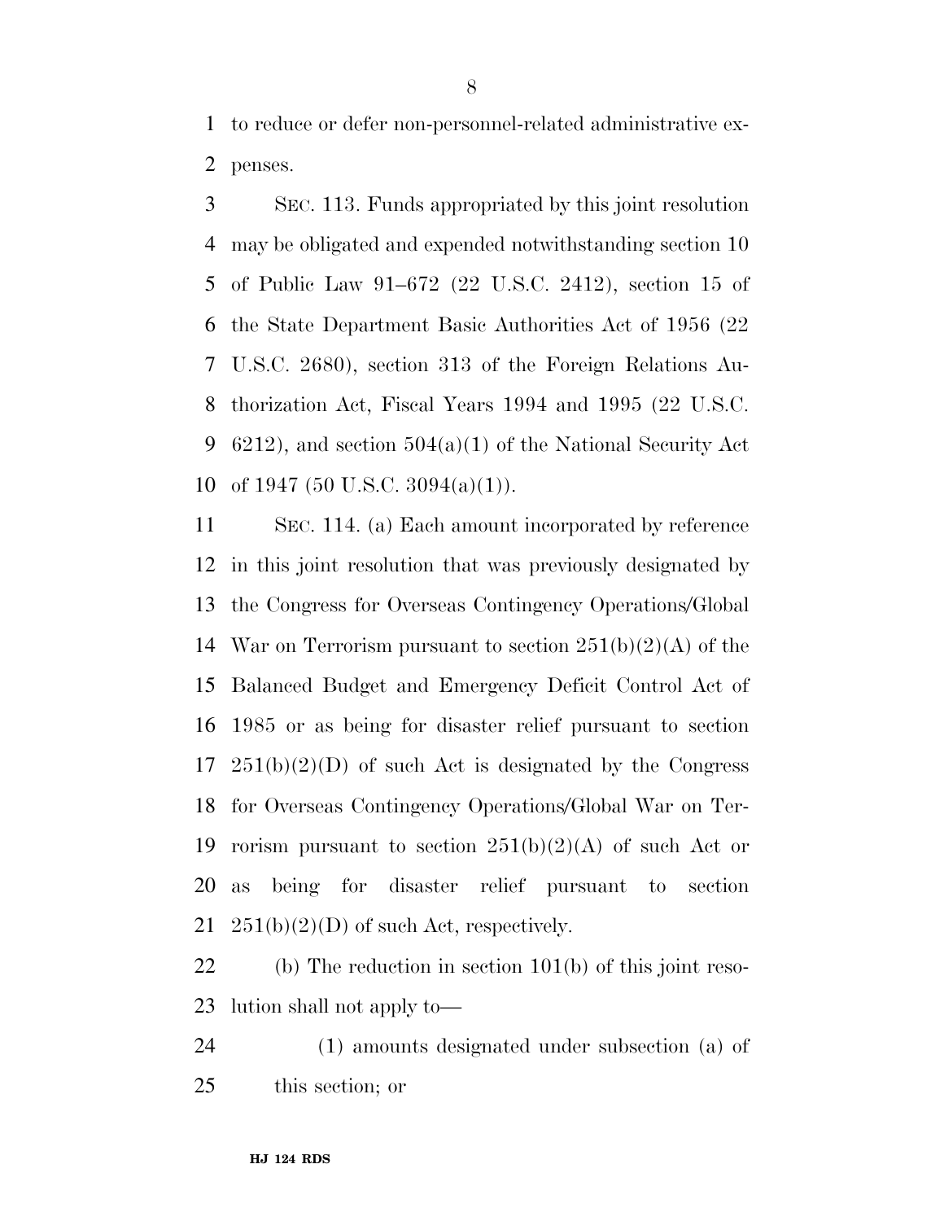to reduce or defer non-personnel-related administrative expenses.

SEC. 113. Funds appropriated by this joint resolution may be obligated and expended notwithstanding section 10 of Public Law 91–672 (22 U.S.C. 2412), section 15 of the State Department Basic Authorities Act of 1956 (22 U.S.C. 2680), section 313 of the Foreign Relations Authorization Act, Fiscal Years 1994 and 1995 (22 U.S.C. 6212), and section 504(a)(1) of the National Security Act of 1947 (50 U.S.C. 3094(a)(1)).

SEC. 114. (a) Each amount incorporated by reference in this joint resolution that was previously designated by the Congress for Overseas Contingency Operations/Global War on Terrorism pursuant to section 251(b)(2)(A) of the Balanced Budget and Emergency Deficit Control Act of 1985 or as being for disaster relief pursuant to section 251(b)(2)(D) of such Act is designated by the Congress for Overseas Contingency Operations/Global War on Terrorism pursuant to section 251(b)(2)(A) of such Act or as being for disaster relief pursuant to section 251(b)(2)(D) of such Act, respectively.

(b) The reduction in section 101(b) of this joint resolution shall not apply to—

(1) amounts designated under subsection (a) of this section; or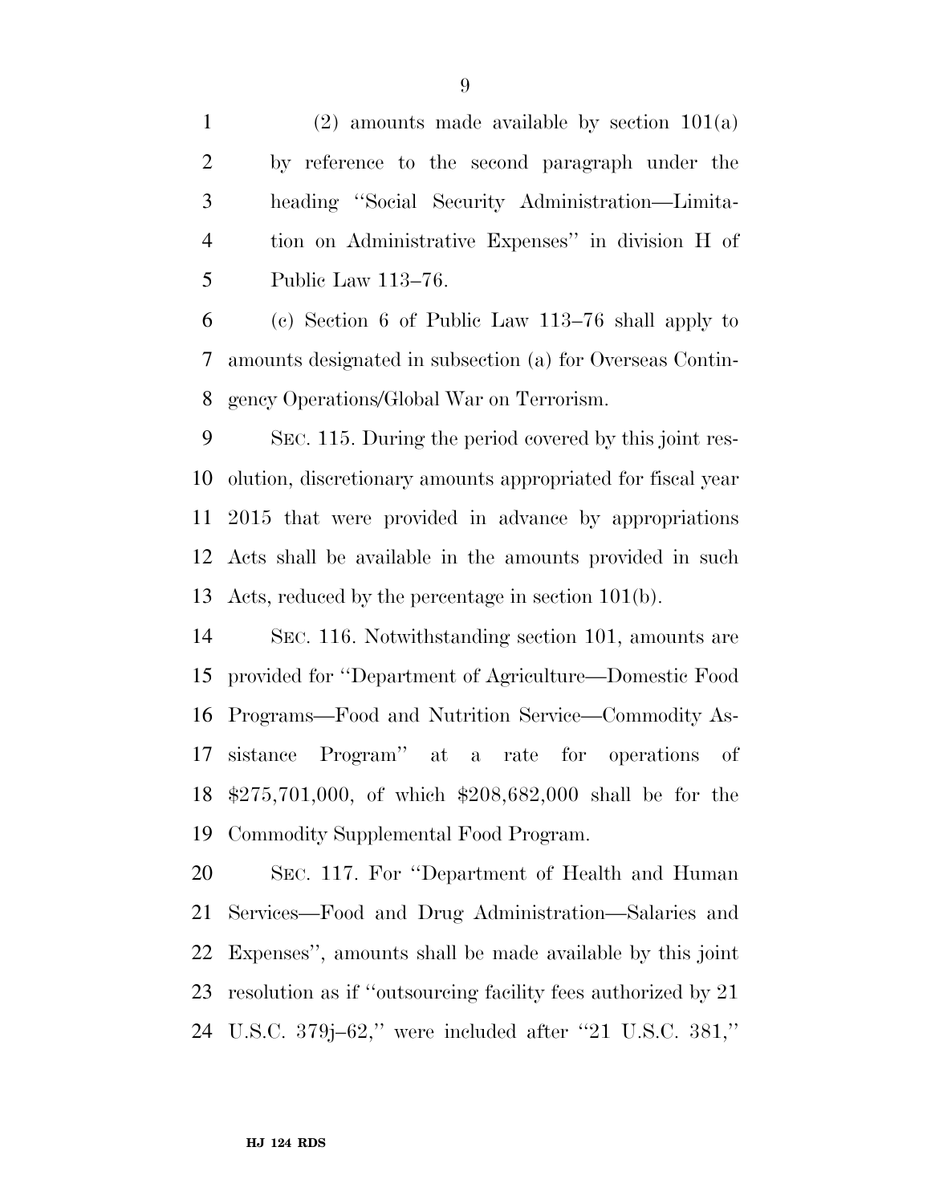(2) amounts made available by section 101(a) by reference to the second paragraph under the heading ''Social Security Administration—Limitation on Administrative Expenses'' in division H of Public Law 113–76.

(c) Section 6 of Public Law 113–76 shall apply to amounts designated in subsection (a) for Overseas Contingency Operations/Global War on Terrorism.

SEC. 115. During the period covered by this joint resolution, discretionary amounts appropriated for fiscal year 2015 that were provided in advance by appropriations Acts shall be available in the amounts provided in such Acts, reduced by the percentage in section 101(b).

SEC. 116. Notwithstanding section 101, amounts are provided for ''Department of Agriculture—Domestic Food Programs—Food and Nutrition Service—Commodity Assistance Program'' at a rate for operations of $275,701,000, of which $208,682,000 shall be for the Commodity Supplemental Food Program.

SEC. 117. For ''Department of Health and Human Services—Food and Drug Administration—Salaries and Expenses'', amounts shall be made available by this joint resolution as if ''outsourcing facility fees authorized by 21 U.S.C. 379j–62,'' were included after ''21 U.S.C. 381,''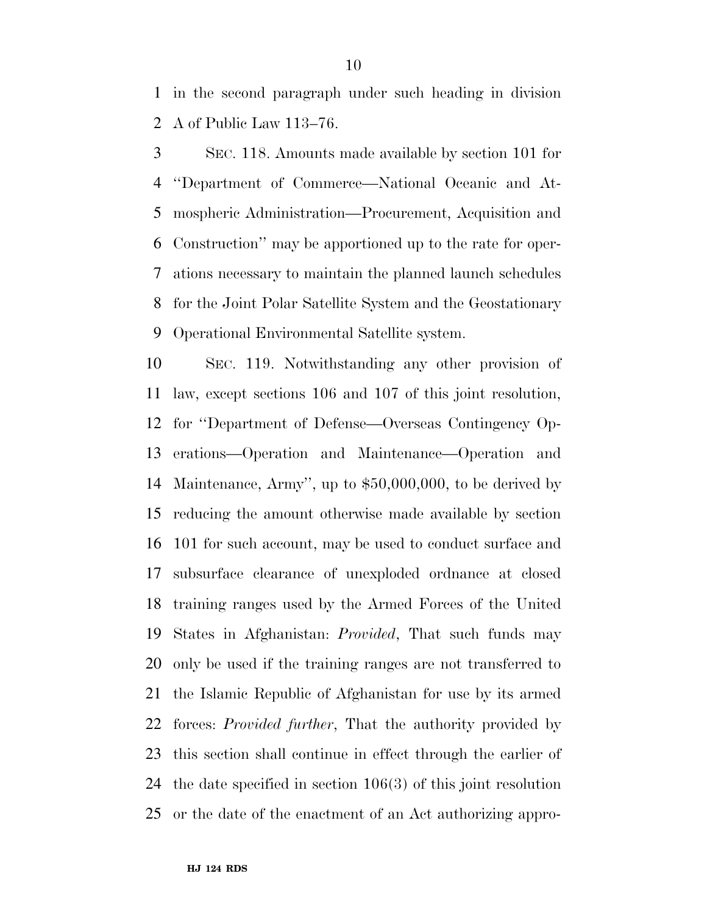in the second paragraph under such heading in division A of Public Law 113–76.

SEC. 118. Amounts made available by section 101 for ''Department of Commerce—National Oceanic and Atmospheric Administration—Procurement, Acquisition and Construction'' may be apportioned up to the rate for operations necessary to maintain the planned launch schedules for the Joint Polar Satellite System and the Geostationary Operational Environmental Satellite system.

SEC. 119. Notwithstanding any other provision of law, except sections 106 and 107 of this joint resolution, for ''Department of Defense—Overseas Contingency Operations—Operation and Maintenance—Operation and Maintenance, Army'', up to $50,000,000, to be derived by reducing the amount otherwise made available by section 101 for such account, may be used to conduct surface and subsurface clearance of unexploded ordnance at closed training ranges used by the Armed Forces of the United States in Afghanistan: *Provided*, That such funds may only be used if the training ranges are not transferred to the Islamic Republic of Afghanistan for use by its armed forces: *Provided further*, That the authority provided by this section shall continue in effect through the earlier of the date specified in section 106(3) of this joint resolution or the date of the enactment of an Act authorizing appro-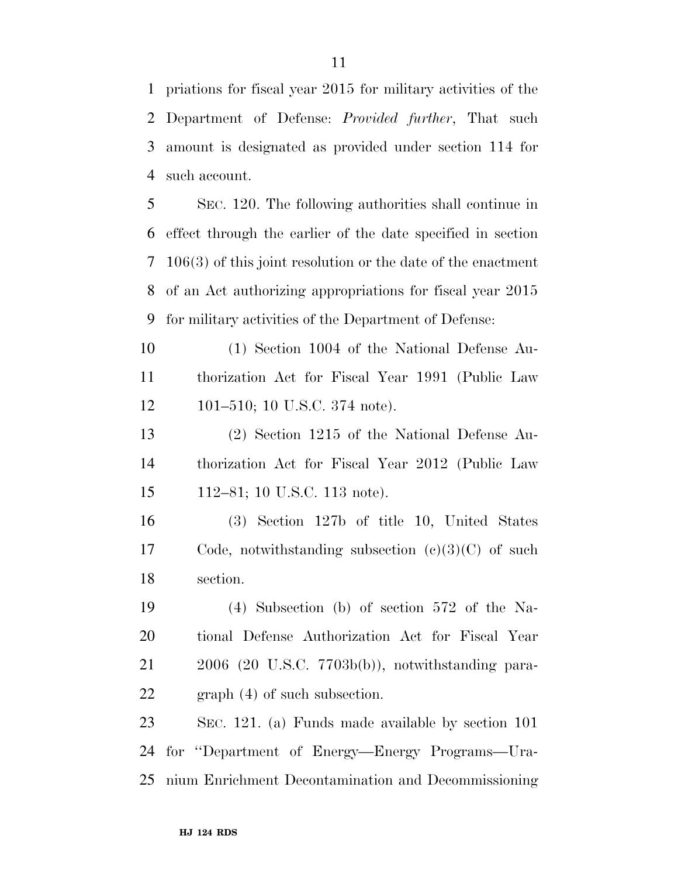priations for fiscal year 2015 for military activities of the Department of Defense: *Provided further*, That such amount is designated as provided under section 114 for such account.

SEC. 120. The following authorities shall continue in effect through the earlier of the date specified in section 106(3) of this joint resolution or the date of the enactment of an Act authorizing appropriations for fiscal year 2015 for military activities of the Department of Defense:

(1) Section 1004 of the National Defense Authorization Act for Fiscal Year 1991 (Public Law 101–510; 10 U.S.C. 374 note).

(2) Section 1215 of the National Defense Authorization Act for Fiscal Year 2012 (Public Law 112–81; 10 U.S.C. 113 note).

(3) Section 127b of title 10, United States Code, notwithstanding subsection (c)(3)(C) of such section.

(4) Subsection (b) of section 572 of the National Defense Authorization Act for Fiscal Year 2006 (20 U.S.C. 7703b(b)), notwithstanding paragraph (4) of such subsection.

SEC. 121. (a) Funds made available by section 101 for ''Department of Energy—Energy Programs—Uranium Enrichment Decontamination and Decommissioning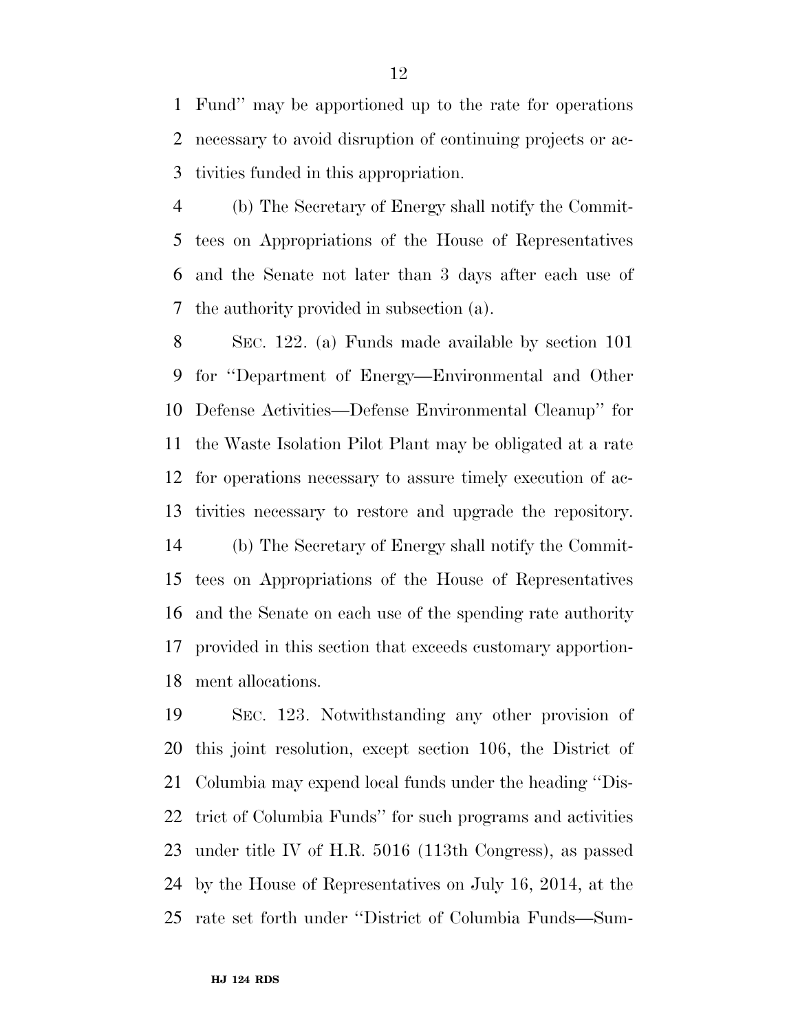Fund'' may be apportioned up to the rate for operations necessary to avoid disruption of continuing projects or activities funded in this appropriation.

(b) The Secretary of Energy shall notify the Committees on Appropriations of the House of Representatives and the Senate not later than 3 days after each use of the authority provided in subsection (a).

SEC. 122. (a) Funds made available by section 101 for ''Department of Energy—Environmental and Other Defense Activities—Defense Environmental Cleanup'' for the Waste Isolation Pilot Plant may be obligated at a rate for operations necessary to assure timely execution of activities necessary to restore and upgrade the repository.

(b) The Secretary of Energy shall notify the Committees on Appropriations of the House of Representatives and the Senate on each use of the spending rate authority provided in this section that exceeds customary apportionment allocations.

SEC. 123. Notwithstanding any other provision of this joint resolution, except section 106, the District of Columbia may expend local funds under the heading ''District of Columbia Funds'' for such programs and activities under title IV of H.R. 5016 (113th Congress), as passed by the House of Representatives on July 16, 2014, at the rate set forth under ''District of Columbia Funds—Sum-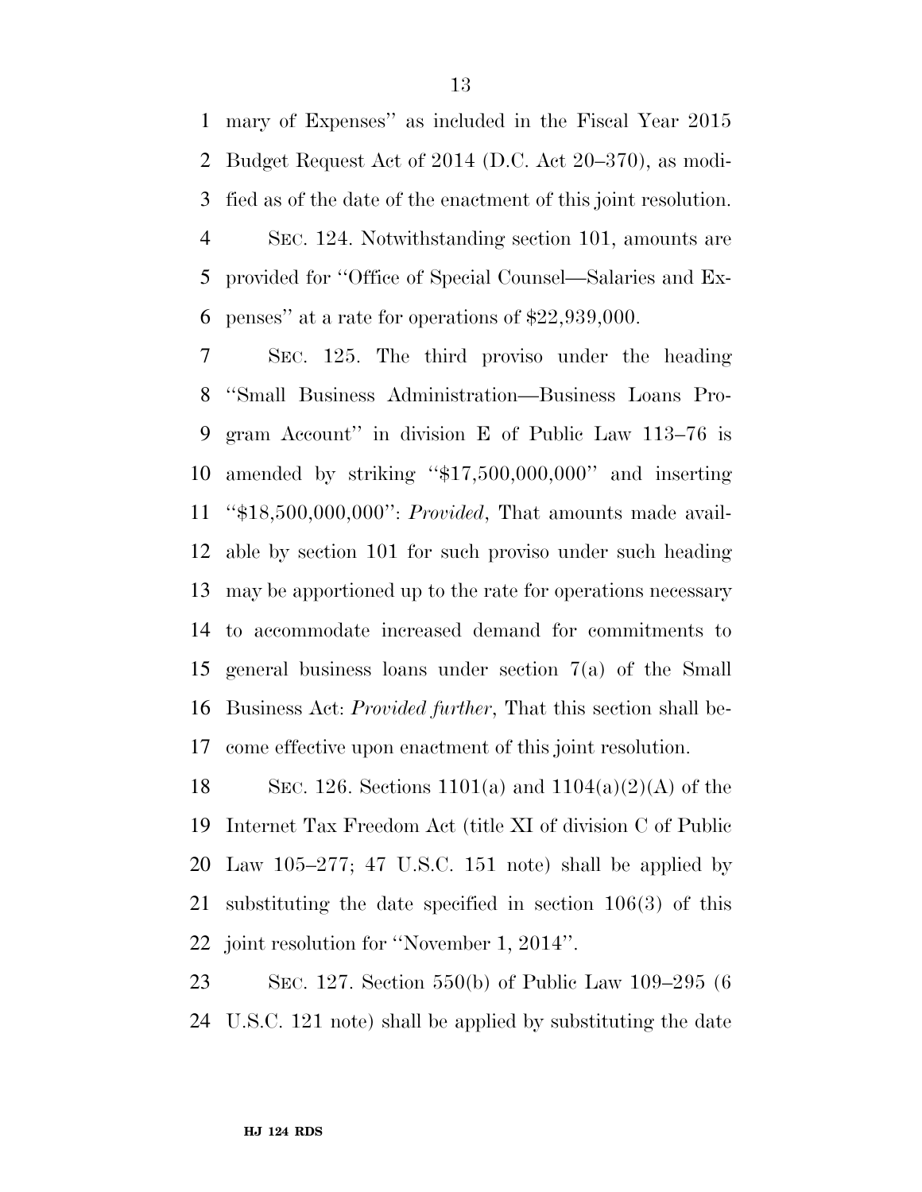mary of Expenses'' as included in the Fiscal Year 2015 Budget Request Act of 2014 (D.C. Act 20–370), as modified as of the date of the enactment of this joint resolution.

SEC. 124. Notwithstanding section 101, amounts are provided for ''Office of Special Counsel—Salaries and Expenses'' at a rate for operations of $22,939,000.

SEC. 125. The third proviso under the heading ''Small Business Administration—Business Loans Program Account'' in division E of Public Law 113–76 is amended by striking ''$17,500,000,000'' and inserting ''$18,500,000,000'': *Provided*, That amounts made available by section 101 for such proviso under such heading may be apportioned up to the rate for operations necessary to accommodate increased demand for commitments to general business loans under section 7(a) of the Small Business Act: *Provided further*, That this section shall become effective upon enactment of this joint resolution.

SEC. 126. Sections 1101(a) and 1104(a)(2)(A) of the Internet Tax Freedom Act (title XI of division C of Public Law 105–277; 47 U.S.C. 151 note) shall be applied by substituting the date specified in section 106(3) of this joint resolution for ''November 1, 2014''.

SEC. 127. Section 550(b) of Public Law 109–295 (6 U.S.C. 121 note) shall be applied by substituting the date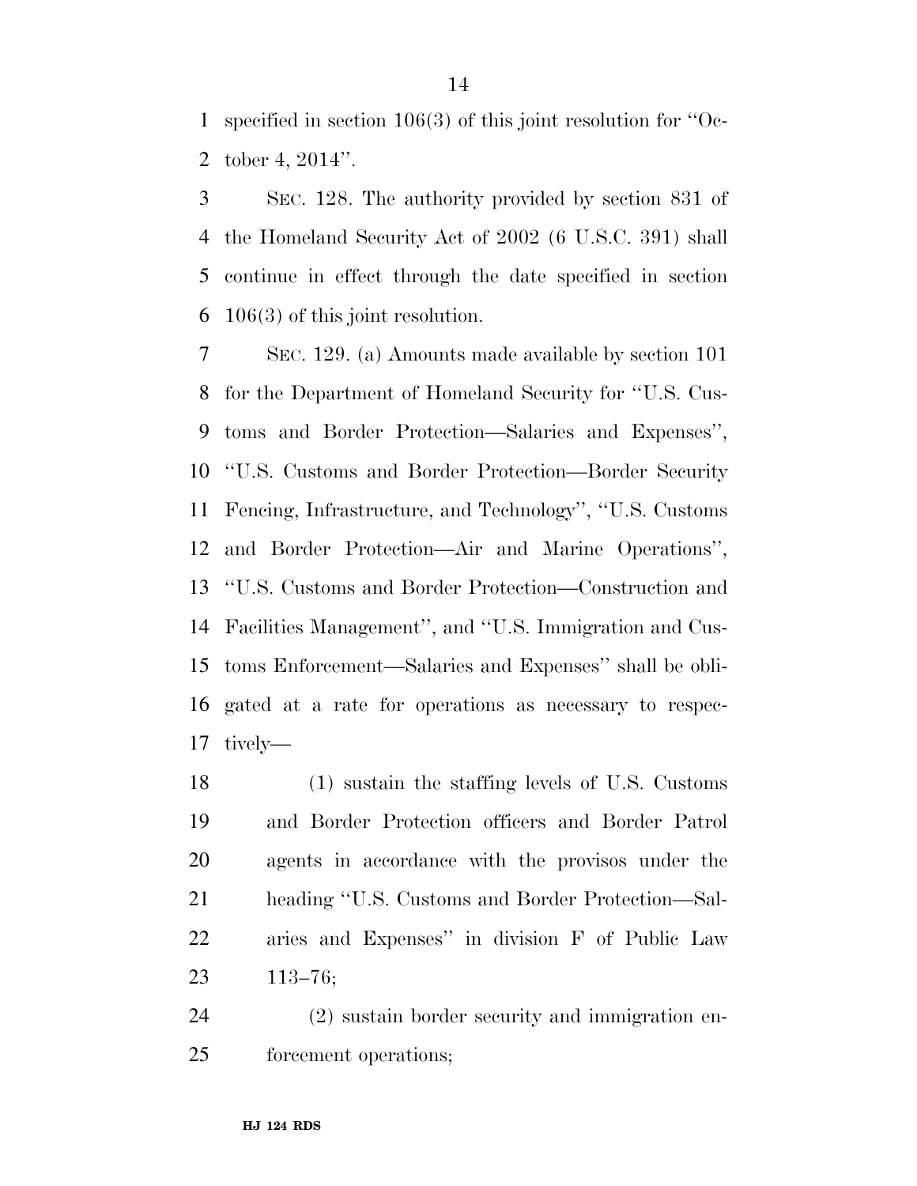specified in section 106(3) of this joint resolution for ''October 4, 2014''.

SEC. 128. The authority provided by section 831 of the Homeland Security Act of 2002 (6 U.S.C. 391) shall continue in effect through the date specified in section 106(3) of this joint resolution.

SEC. 129. (a) Amounts made available by section 101 for the Department of Homeland Security for ''U.S. Customs and Border Protection—Salaries and Expenses'', ''U.S. Customs and Border Protection—Border Security Fencing, Infrastructure, and Technology'', ''U.S. Customs and Border Protection—Air and Marine Operations'', ''U.S. Customs and Border Protection—Construction and Facilities Management'', and ''U.S. Immigration and Customs Enforcement—Salaries and Expenses'' shall be obligated at a rate for operations as necessary to respectively—

(1) sustain the staffing levels of U.S. Customs and Border Protection officers and Border Patrol agents in accordance with the provisos under the heading ''U.S. Customs and Border Protection—Salaries and Expenses'' in division F of Public Law 113–76;

(2) sustain border security and immigration enforcement operations;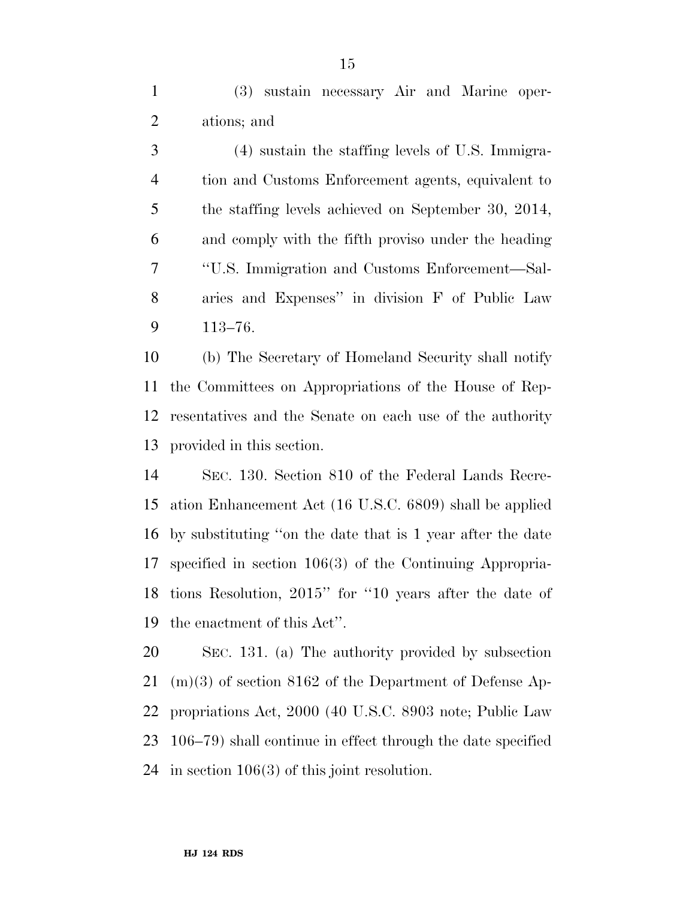(3) sustain necessary Air and Marine operations; and

(4) sustain the staffing levels of U.S. Immigration and Customs Enforcement agents, equivalent to the staffing levels achieved on September 30, 2014, and comply with the fifth proviso under the heading ''U.S. Immigration and Customs Enforcement—Salaries and Expenses'' in division F of Public Law 113–76.

(b) The Secretary of Homeland Security shall notify the Committees on Appropriations of the House of Representatives and the Senate on each use of the authority provided in this section.

SEC. 130. Section 810 of the Federal Lands Recreation Enhancement Act (16 U.S.C. 6809) shall be applied by substituting ''on the date that is 1 year after the date specified in section 106(3) of the Continuing Appropriations Resolution, 2015'' for ''10 years after the date of the enactment of this Act''.

SEC. 131. (a) The authority provided by subsection (m)(3) of section 8162 of the Department of Defense Appropriations Act, 2000 (40 U.S.C. 8903 note; Public Law 106–79) shall continue in effect through the date specified in section 106(3) of this joint resolution.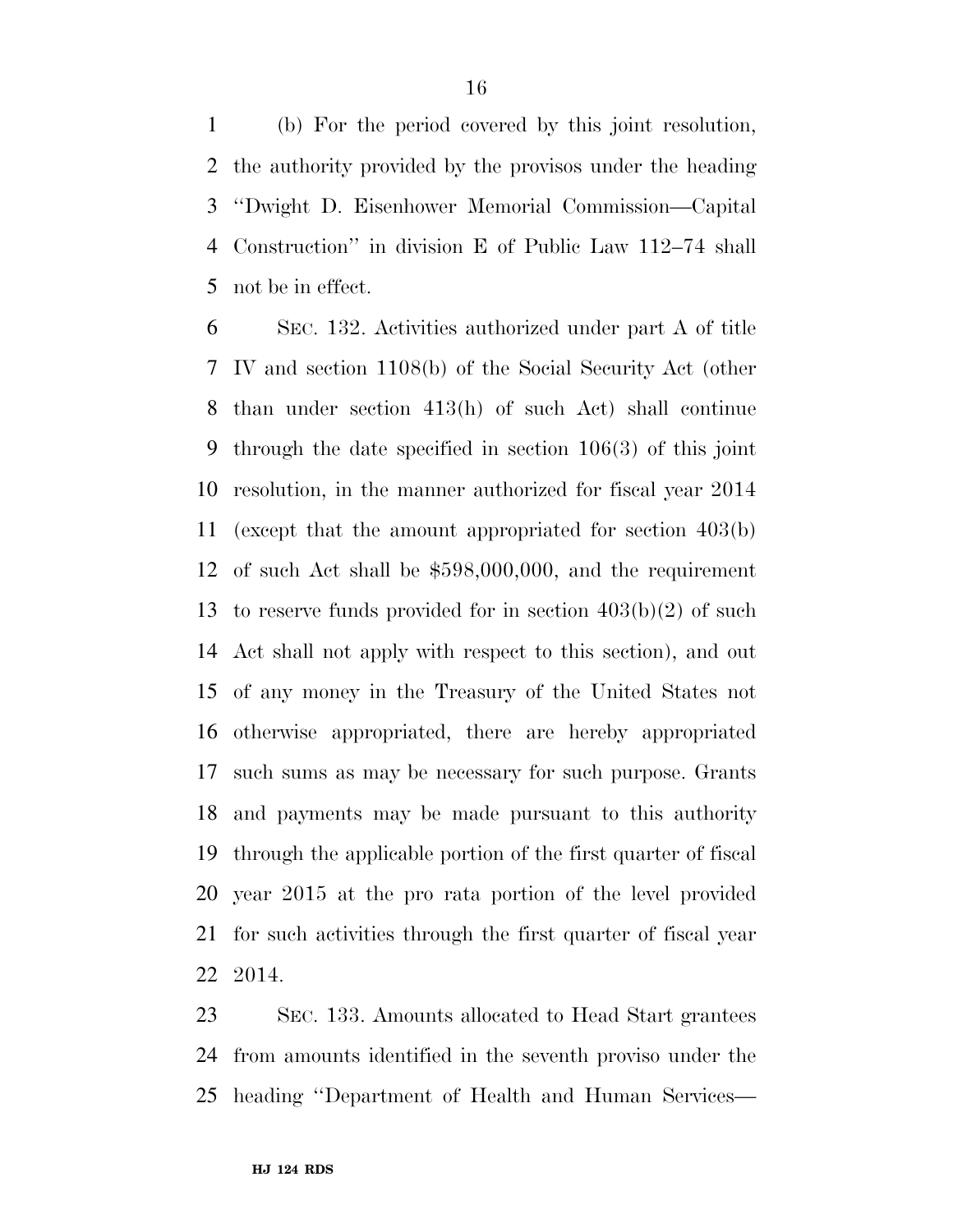(b) For the period covered by this joint resolution, the authority provided by the provisos under the heading "Dwight D. Eisenhower Memorial Commission—Capital Construction" in division E of Public Law 112–74 shall not be in effect.

SEC. 132. Activities authorized under part A of title IV and section 1108(b) of the Social Security Act (other than under section 413(h) of such Act) shall continue through the date specified in section 106(3) of this joint resolution, in the manner authorized for fiscal year 2014 (except that the amount appropriated for section 403(b) of such Act shall be $598,000,000, and the requirement to reserve funds provided for in section 403(b)(2) of such Act shall not apply with respect to this section), and out of any money in the Treasury of the United States not otherwise appropriated, there are hereby appropriated such sums as may be necessary for such purpose. Grants and payments may be made pursuant to this authority through the applicable portion of the first quarter of fiscal year 2015 at the pro rata portion of the level provided for such activities through the first quarter of fiscal year 2014.

SEC. 133. Amounts allocated to Head Start grantees from amounts identified in the seventh proviso under the heading "Department of Health and Human Services—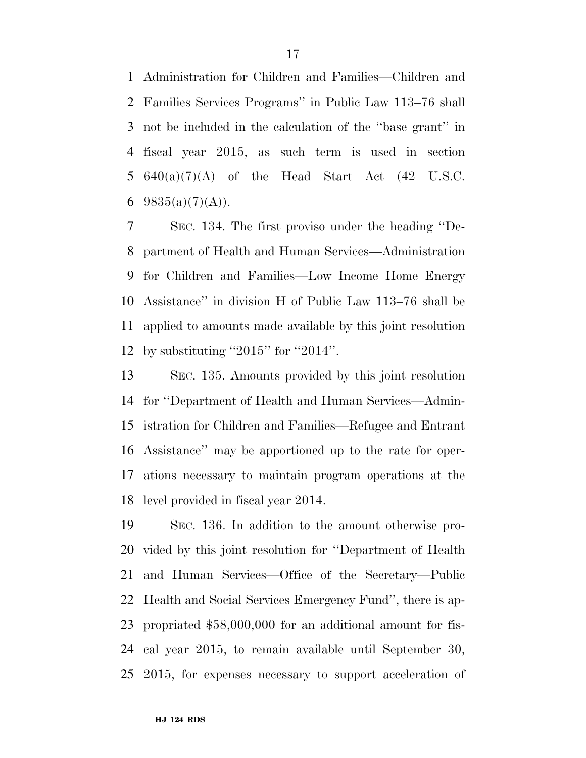Administration for Children and Families—Children and Families Services Programs'' in Public Law 113–76 shall not be included in the calculation of the ''base grant'' in fiscal year 2015, as such term is used in section 640(a)(7)(A) of the Head Start Act (42 U.S.C. 9835(a)(7)(A)).

SEC. 134. The first proviso under the heading ''Department of Health and Human Services—Administration for Children and Families—Low Income Home Energy Assistance'' in division H of Public Law 113–76 shall be applied to amounts made available by this joint resolution by substituting ''2015'' for ''2014''.

SEC. 135. Amounts provided by this joint resolution for ''Department of Health and Human Services—Administration for Children and Families—Refugee and Entrant Assistance'' may be apportioned up to the rate for operations necessary to maintain program operations at the level provided in fiscal year 2014.

SEC. 136. In addition to the amount otherwise provided by this joint resolution for ''Department of Health and Human Services—Office of the Secretary—Public Health and Social Services Emergency Fund'', there is appropriated $58,000,000 for an additional amount for fiscal year 2015, to remain available until September 30, 2015, for expenses necessary to support acceleration of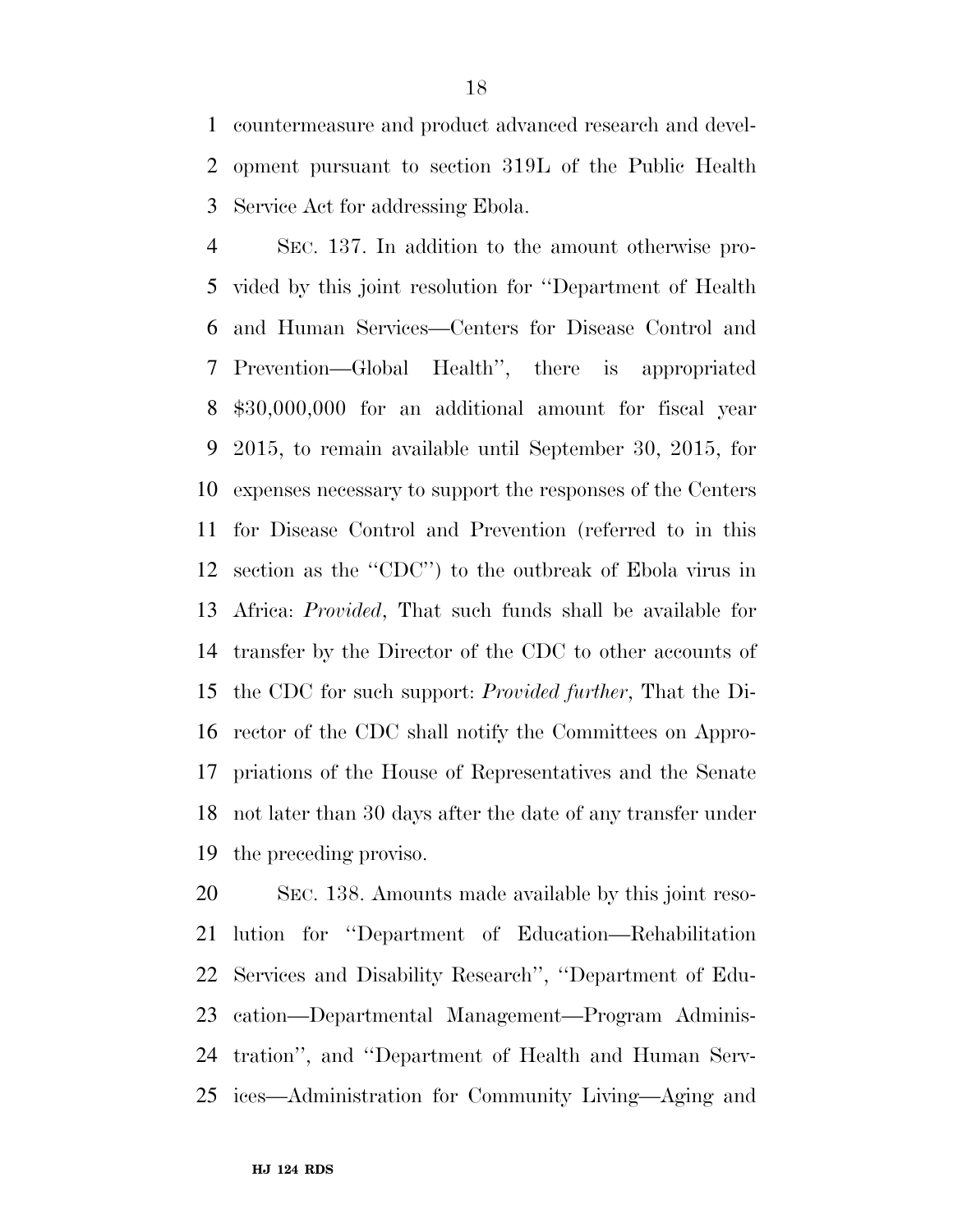countermeasure and product advanced research and development pursuant to section 319L of the Public Health Service Act for addressing Ebola.

SEC. 137. In addition to the amount otherwise provided by this joint resolution for ''Department of Health and Human Services—Centers for Disease Control and Prevention—Global Health'', there is appropriated $30,000,000 for an additional amount for fiscal year 2015, to remain available until September 30, 2015, for expenses necessary to support the responses of the Centers for Disease Control and Prevention (referred to in this section as the ''CDC'') to the outbreak of Ebola virus in Africa: *Provided*, That such funds shall be available for transfer by the Director of the CDC to other accounts of the CDC for such support: *Provided further*, That the Director of the CDC shall notify the Committees on Appropriations of the House of Representatives and the Senate not later than 30 days after the date of any transfer under the preceding proviso.

SEC. 138. Amounts made available by this joint resolution for ''Department of Education—Rehabilitation Services and Disability Research'', ''Department of Education—Departmental Management—Program Administration'', and ''Department of Health and Human Services—Administration for Community Living—Aging and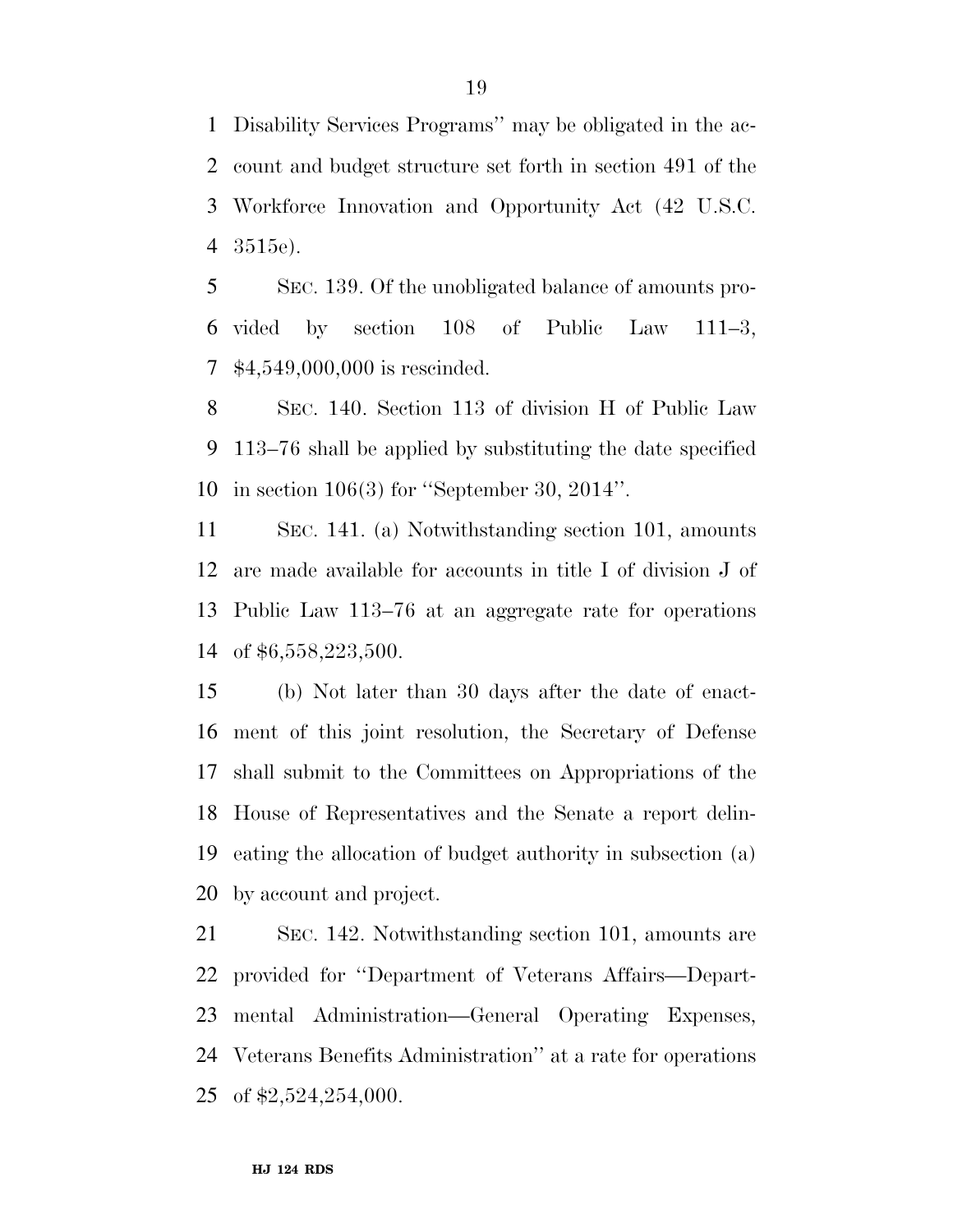Disability Services Programs'' may be obligated in the account and budget structure set forth in section 491 of the Workforce Innovation and Opportunity Act (42 U.S.C. 3515e).

SEC. 139. Of the unobligated balance of amounts provided by section 108 of Public Law 111–3, $4,549,000,000 is rescinded.

SEC. 140. Section 113 of division H of Public Law 113–76 shall be applied by substituting the date specified in section 106(3) for ''September 30, 2014''.

SEC. 141. (a) Notwithstanding section 101, amounts are made available for accounts in title I of division J of Public Law 113–76 at an aggregate rate for operations of $6,558,223,500.

(b) Not later than 30 days after the date of enactment of this joint resolution, the Secretary of Defense shall submit to the Committees on Appropriations of the House of Representatives and the Senate a report delineating the allocation of budget authority in subsection (a) by account and project.

SEC. 142. Notwithstanding section 101, amounts are provided for ''Department of Veterans Affairs—Departmental Administration—General Operating Expenses, Veterans Benefits Administration'' at a rate for operations of $2,524,254,000.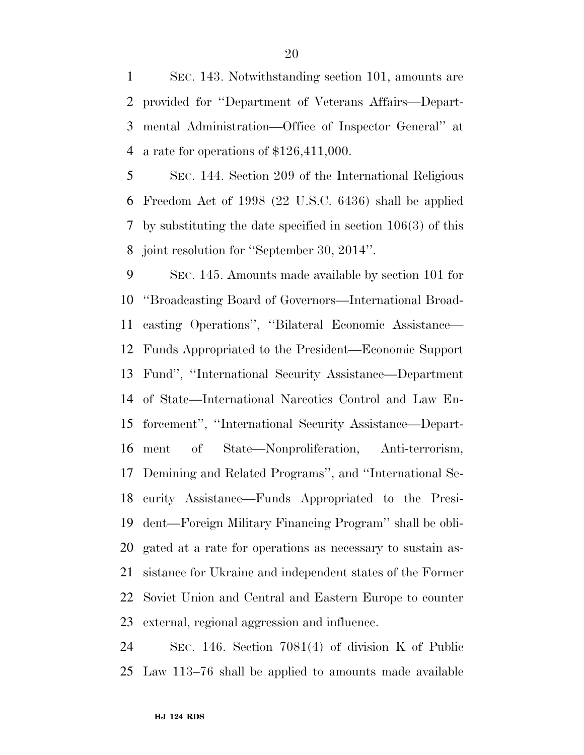SEC. 143. Notwithstanding section 101, amounts are provided for ''Department of Veterans Affairs—Departmental Administration—Office of Inspector General'' at a rate for operations of $126,411,000.

SEC. 144. Section 209 of the International Religious Freedom Act of 1998 (22 U.S.C. 6436) shall be applied by substituting the date specified in section 106(3) of this joint resolution for ''September 30, 2014''.

SEC. 145. Amounts made available by section 101 for ''Broadcasting Board of Governors—International Broadcasting Operations'', ''Bilateral Economic Assistance—Funds Appropriated to the President—Economic Support Fund'', ''International Security Assistance—Department of State—International Narcotics Control and Law Enforcement'', ''International Security Assistance—Department of State—Nonproliferation, Anti-terrorism, Demining and Related Programs'', and ''International Security Assistance—Funds Appropriated to the President—Foreign Military Financing Program'' shall be obligated at a rate for operations as necessary to sustain assistance for Ukraine and independent states of the Former Soviet Union and Central and Eastern Europe to counter external, regional aggression and influence.

SEC. 146. Section 7081(4) of division K of Public Law 113–76 shall be applied to amounts made available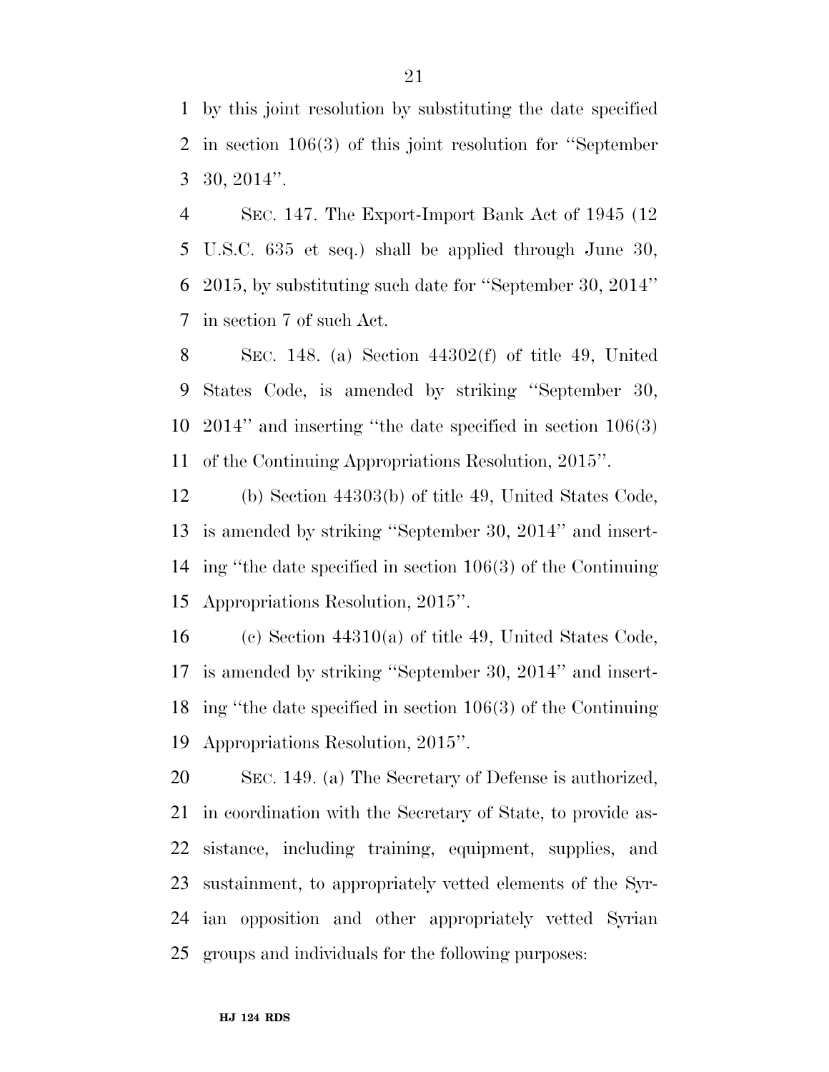by this joint resolution by substituting the date specified in section 106(3) of this joint resolution for ''September 30, 2014''.

SEC. 147. The Export-Import Bank Act of 1945 (12 U.S.C. 635 et seq.) shall be applied through June 30, 2015, by substituting such date for ''September 30, 2014'' in section 7 of such Act.

SEC. 148. (a) Section 44302(f) of title 49, United States Code, is amended by striking ''September 30, 2014'' and inserting ''the date specified in section 106(3) of the Continuing Appropriations Resolution, 2015''.

(b) Section 44303(b) of title 49, United States Code, is amended by striking ''September 30, 2014'' and inserting ''the date specified in section 106(3) of the Continuing Appropriations Resolution, 2015''.

(c) Section 44310(a) of title 49, United States Code, is amended by striking ''September 30, 2014'' and inserting ''the date specified in section 106(3) of the Continuing Appropriations Resolution, 2015''.

SEC. 149. (a) The Secretary of Defense is authorized, in coordination with the Secretary of State, to provide assistance, including training, equipment, supplies, and sustainment, to appropriately vetted elements of the Syrian opposition and other appropriately vetted Syrian groups and individuals for the following purposes: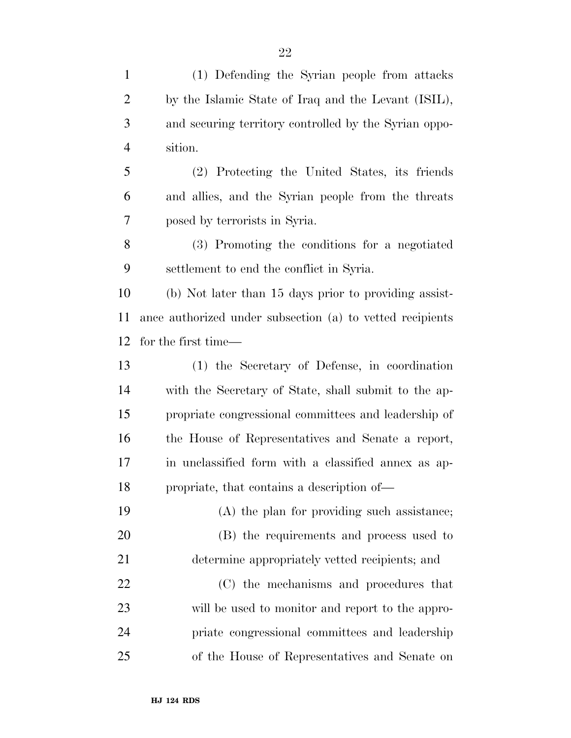(1) Defending the Syrian people from attacks by the Islamic State of Iraq and the Levant (ISIL), and securing territory controlled by the Syrian opposition.

(2) Protecting the United States, its friends and allies, and the Syrian people from the threats posed by terrorists in Syria.

(3) Promoting the conditions for a negotiated settlement to end the conflict in Syria.

(b) Not later than 15 days prior to providing assistance authorized under subsection (a) to vetted recipients for the first time—

(1) the Secretary of Defense, in coordination with the Secretary of State, shall submit to the appropriate congressional committees and leadership of the House of Representatives and Senate a report, in unclassified form with a classified annex as appropriate, that contains a description of—

(A) the plan for providing such assistance;

(B) the requirements and process used to determine appropriately vetted recipients; and

(C) the mechanisms and procedures that will be used to monitor and report to the appropriate congressional committees and leadership of the House of Representatives and Senate on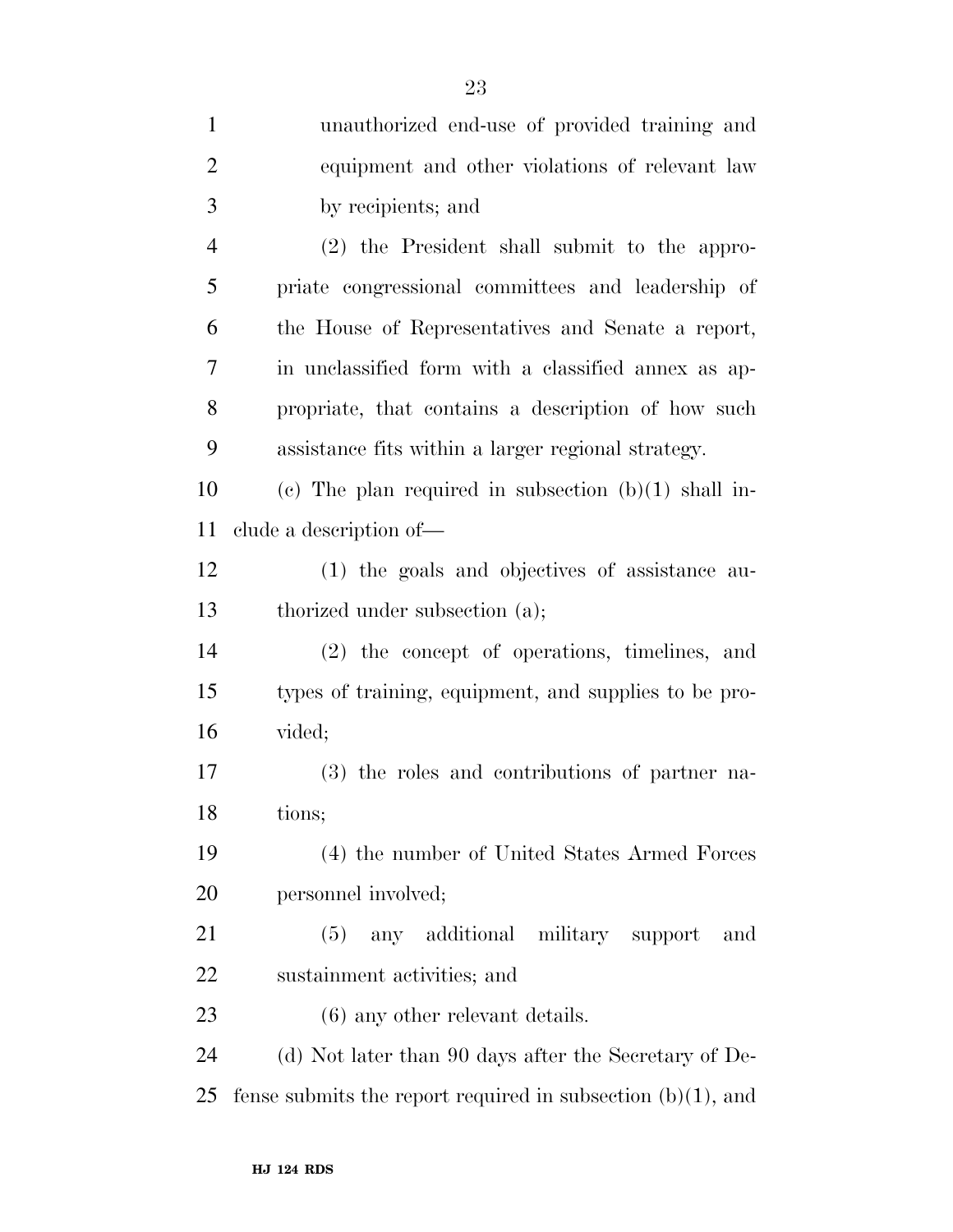unauthorized end-use of provided training and equipment and other violations of relevant law by recipients; and

(2) the President shall submit to the appropriate congressional committees and leadership of the House of Representatives and Senate a report, in unclassified form with a classified annex as appropriate, that contains a description of how such assistance fits within a larger regional strategy.

(c) The plan required in subsection (b)(1) shall include a description of—

(1) the goals and objectives of assistance authorized under subsection (a);

(2) the concept of operations, timelines, and types of training, equipment, and supplies to be provided;

(3) the roles and contributions of partner nations;

(4) the number of United States Armed Forces personnel involved;

(5) any additional military support and sustainment activities; and

(6) any other relevant details.

(d) Not later than 90 days after the Secretary of Defense submits the report required in subsection (b)(1), and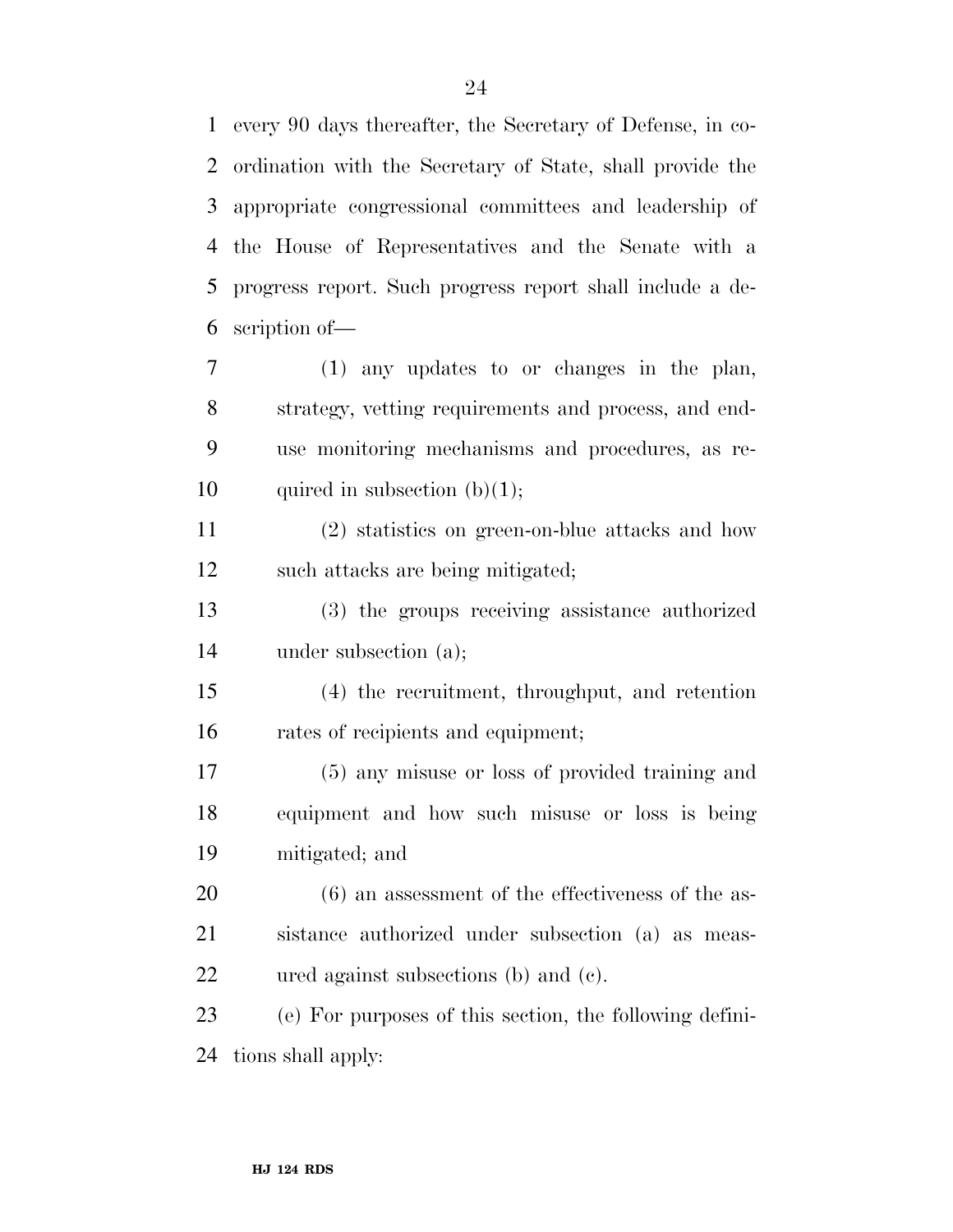every 90 days thereafter, the Secretary of Defense, in coordination with the Secretary of State, shall provide the appropriate congressional committees and leadership of the House of Representatives and the Senate with a progress report. Such progress report shall include a description of—

(1) any updates to or changes in the plan, strategy, vetting requirements and process, and end-use monitoring mechanisms and procedures, as required in subsection (b)(1);

(2) statistics on green-on-blue attacks and how such attacks are being mitigated;

(3) the groups receiving assistance authorized under subsection (a);

(4) the recruitment, throughput, and retention rates of recipients and equipment;

(5) any misuse or loss of provided training and equipment and how such misuse or loss is being mitigated; and

(6) an assessment of the effectiveness of the assistance authorized under subsection (a) as measured against subsections (b) and (c).

(e) For purposes of this section, the following definitions shall apply: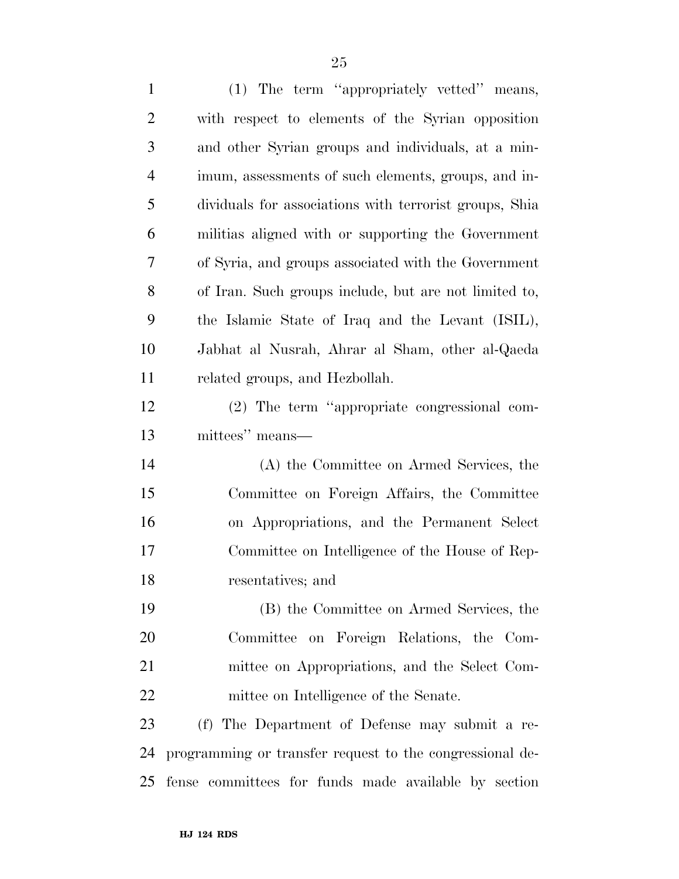(1) The term "appropriately vetted" means, with respect to elements of the Syrian opposition and other Syrian groups and individuals, at a minimum, assessments of such elements, groups, and individuals for associations with terrorist groups, Shia militias aligned with or supporting the Government of Syria, and groups associated with the Government of Iran. Such groups include, but are not limited to, the Islamic State of Iraq and the Levant (ISIL), Jabhat al Nusrah, Ahrar al Sham, other al-Qaeda related groups, and Hezbollah.

(2) The term "appropriate congressional committees" means—

(A) the Committee on Armed Services, the Committee on Foreign Affairs, the Committee on Appropriations, and the Permanent Select Committee on Intelligence of the House of Representatives; and

(B) the Committee on Armed Services, the Committee on Foreign Relations, the Committee on Appropriations, and the Select Committee on Intelligence of the Senate.

(f) The Department of Defense may submit a reprogramming or transfer request to the congressional defense committees for funds made available by section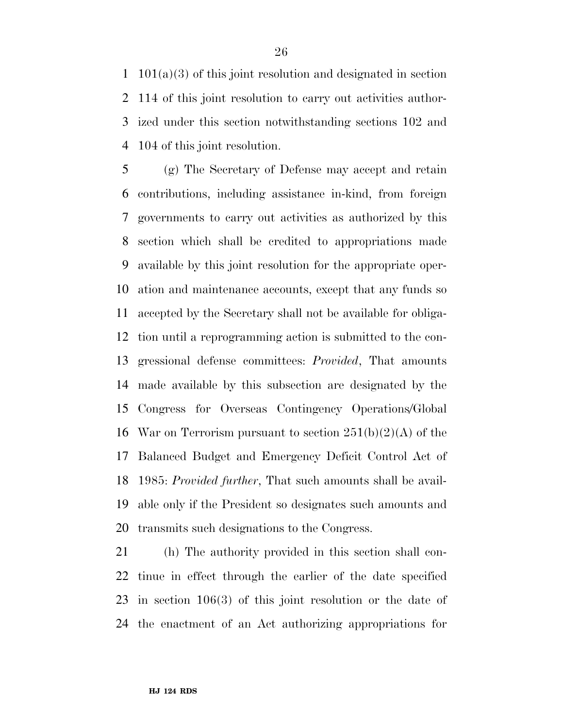101(a)(3) of this joint resolution and designated in section 114 of this joint resolution to carry out activities authorized under this section notwithstanding sections 102 and 104 of this joint resolution.

(g) The Secretary of Defense may accept and retain contributions, including assistance in-kind, from foreign governments to carry out activities as authorized by this section which shall be credited to appropriations made available by this joint resolution for the appropriate operation and maintenance accounts, except that any funds so accepted by the Secretary shall not be available for obligation until a reprogramming action is submitted to the congressional defense committees: *Provided*, That amounts made available by this subsection are designated by the Congress for Overseas Contingency Operations/Global War on Terrorism pursuant to section 251(b)(2)(A) of the Balanced Budget and Emergency Deficit Control Act of 1985: *Provided further*, That such amounts shall be available only if the President so designates such amounts and transmits such designations to the Congress.

(h) The authority provided in this section shall continue in effect through the earlier of the date specified in section 106(3) of this joint resolution or the date of the enactment of an Act authorizing appropriations for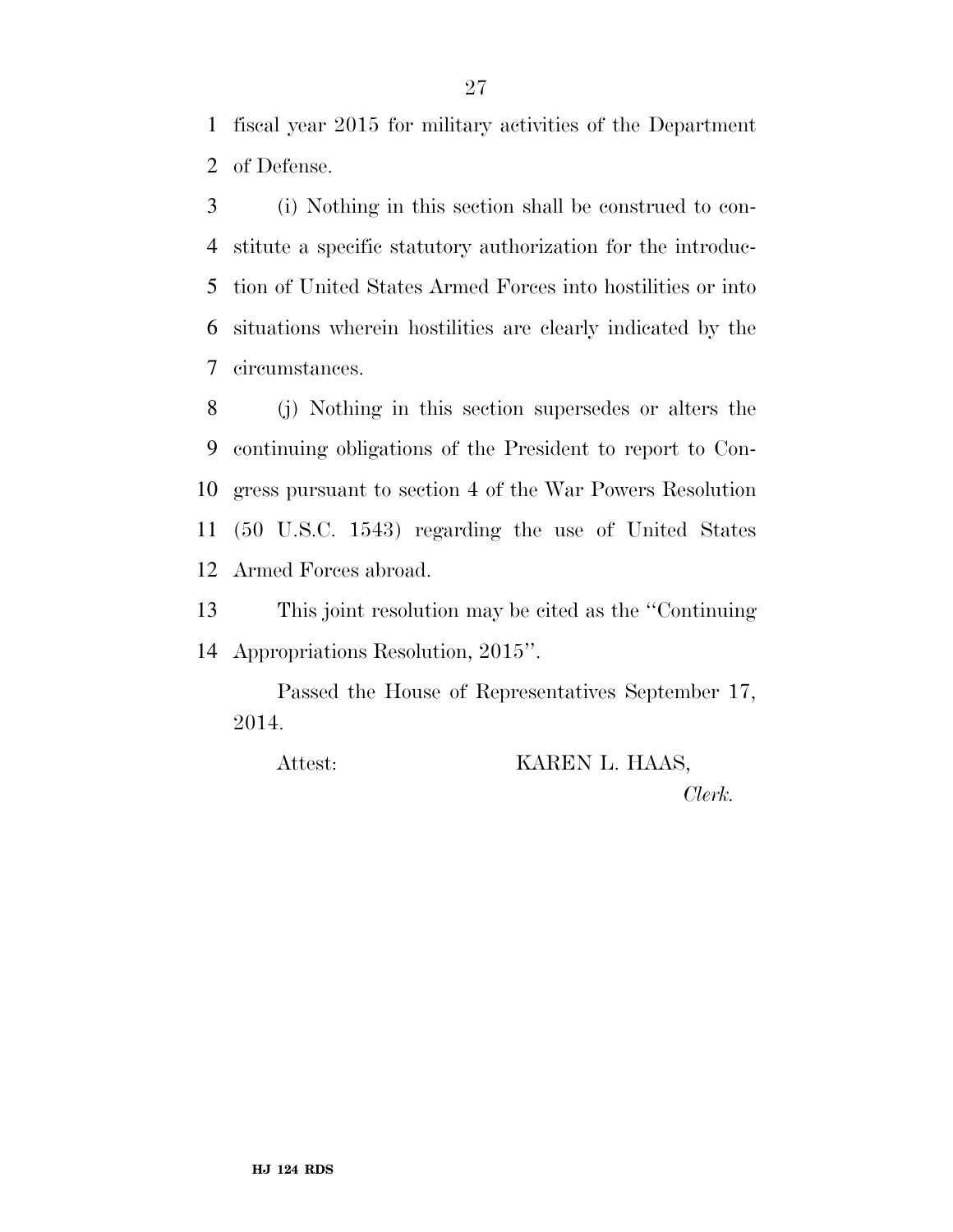fiscal year 2015 for military activities of the Department of Defense.

(i) Nothing in this section shall be construed to constitute a specific statutory authorization for the introduction of United States Armed Forces into hostilities or into situations wherein hostilities are clearly indicated by the circumstances.

(j) Nothing in this section supersedes or alters the continuing obligations of the President to report to Congress pursuant to section 4 of the War Powers Resolution (50 U.S.C. 1543) regarding the use of United States Armed Forces abroad.

This joint resolution may be cited as the ''Continuing Appropriations Resolution, 2015''.

Passed the House of Representatives September 17, 2014.

Attest: KAREN L. HAAS,

*Clerk.*